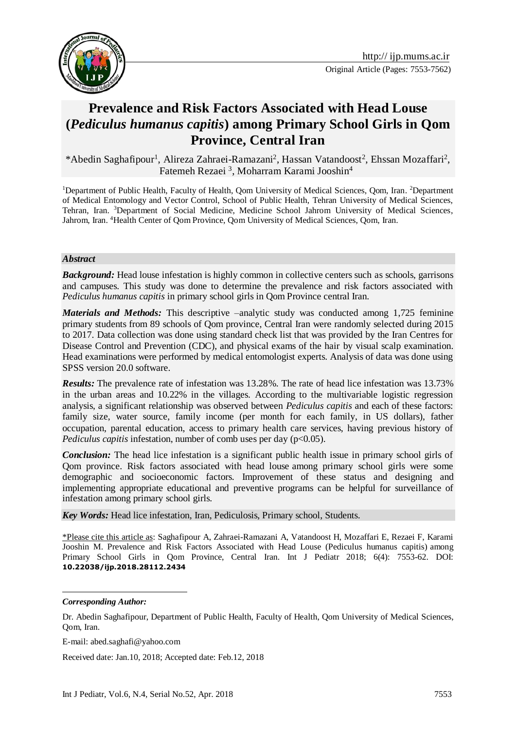http:// ijp.mums.ac.ir

Original Article (Pages: 7553-7562)

# Prevalence and Risk Factors Associated with Head Louse (*Pediculus humanus capitis*) among Primary School Girls in Qom Province, Central Iran

*Abedin Saghafipour[1], Alireza Zahraei-Ramazani[2], Hassan Vatandoost[2], Ehssan Mozaffari[2], Fatemeh Rezaei [3], Moharram Karami Jooshin[4]

[1]Department of Public Health, Faculty of Health, Qom University of Medical Sciences, Qom, Iran. [2]Department of Medical Entomology and Vector Control, School of Public Health, Tehran University of Medical Sciences, Tehran, Iran. [3]Department of Social Medicine, Medicine School Jahrom University of Medical Sciences, Jahrom, Iran. [4]Health Center of Qom Province, Qom University of Medical Sciences, Qom, Iran.

### *Abstract*

***Background:*** Head louse infestation is highly common in collective centers such as schools, garrisons and campuses. This study was done to determine the prevalence and risk factors associated with *Pediculus humanus capitis* in primary school girls in Qom Province central Iran.

***Materials and Methods:*** This descriptive –analytic study was conducted among 1,725 feminine primary students from 89 schools of Qom province, Central Iran were randomly selected during 2015 to 2017. Data collection was done using standard check list that was provided by the Iran Centres for Disease Control and Prevention (CDC), and physical exams of the hair by visual scalp examination. Head examinations were performed by medical entomologist experts. Analysis of data was done using SPSS version 20.0 software.

***Results:*** The prevalence rate of infestation was 13.28%. The rate of head lice infestation was 13.73% in the urban areas and 10.22% in the villages. According to the multivariable logistic regression analysis, a significant relationship was observed between *Pediculus capitis* and each of these factors: family size, water source, family income (per month for each family, in US dollars), father occupation, parental education, access to primary health care services, having previous history of *Pediculus capitis* infestation, number of comb uses per day ($p<0.05$).

***Conclusion:*** The head lice infestation is a significant public health issue in primary school girls of Qom province. Risk factors associated with head louse among primary school girls were some demographic and socioeconomic factors. Improvement of these status and designing and implementing appropriate educational and preventive programs can be helpful for surveillance of infestation among primary school girls.

***Key Words:*** Head lice infestation, Iran, Pediculosis, Primary school, Students.

*Please cite this article as: Saghafipour A, Zahraei-Ramazani A, Vatandoost H, Mozaffari E, Rezaei F, Karami Jooshin M. Prevalence and Risk Factors Associated with Head Louse (Pediculus humanus capitis) among Primary School Girls in Qom Province, Central Iran. Int J Pediatr 2018; 6(4): 7553-62. DOI: **10.22038/ijp.2018.28112.2434**

***Corresponding Author:***

Dr. Abedin Saghafipour, Department of Public Health, Faculty of Health, Qom University of Medical Sciences, Qom, Iran.

E-mail: abed.saghafi@yahoo.com

Received date: Jan.10, 2018; Accepted date: Feb.12, 2018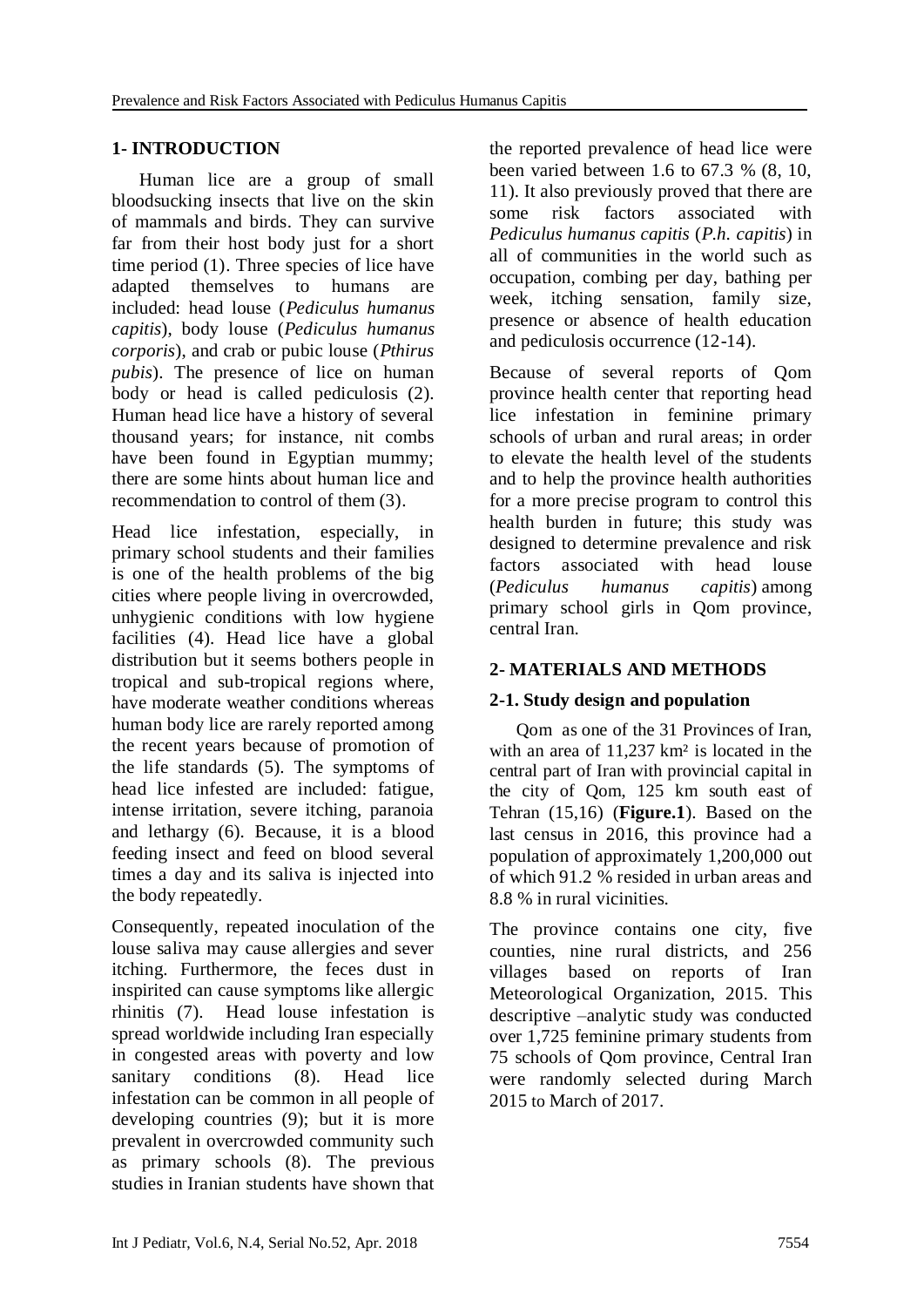## 1- INTRODUCTION

Human lice are a group of small bloodsucking insects that live on the skin of mammals and birds. They can survive far from their host body just for a short time period (1). Three species of lice have adapted themselves to humans are included: head louse (*Pediculus humanus capitis*), body louse (*Pediculus humanus corporis*), and crab or pubic louse (*Pthirus pubis*). The presence of lice on human body or head is called pediculosis (2). Human head lice have a history of several thousand years; for instance, nit combs have been found in Egyptian mummy; there are some hints about human lice and recommendation to control of them (3).

Head lice infestation, especially, in primary school students and their families is one of the health problems of the big cities where people living in overcrowded, unhygienic conditions with low hygiene facilities (4). Head lice have a global distribution but it seems bothers people in tropical and sub-tropical regions where, have moderate weather conditions whereas human body lice are rarely reported among the recent years because of promotion of the life standards (5). The symptoms of head lice infested are included: fatigue, intense irritation, severe itching, paranoia and lethargy (6). Because, it is a blood feeding insect and feed on blood several times a day and its saliva is injected into the body repeatedly.

Consequently, repeated inoculation of the louse saliva may cause allergies and sever itching. Furthermore, the feces dust in inspirited can cause symptoms like allergic rhinitis (7). Head louse infestation is spread worldwide including Iran especially in congested areas with poverty and low sanitary conditions (8). Head lice infestation can be common in all people of developing countries (9); but it is more prevalent in overcrowded community such as primary schools (8). The previous studies in Iranian students have shown that the reported prevalence of head lice were been varied between 1.6 to 67.3 % (8, 10, 11). It also previously proved that there are some risk factors associated with *Pediculus humanus capitis* (*P.h. capitis*) in all of communities in the world such as occupation, combing per day, bathing per week, itching sensation, family size, presence or absence of health education and pediculosis occurrence (12-14).

Because of several reports of Qom province health center that reporting head lice infestation in feminine primary schools of urban and rural areas; in order to elevate the health level of the students and to help the province health authorities for a more precise program to control this health burden in future; this study was designed to determine prevalence and risk factors associated with head louse (*Pediculus humanus capitis*) among primary school girls in Qom province, central Iran.

## 2- MATERIALS AND METHODS

### 2-1. Study design and population

Qom as one of the 31 Provinces of Iran, with an area of 11,237 km² is located in the central part of Iran with provincial capital in the city of Qom, 125 km south east of Tehran (15,16) (**Figure.1**). Based on the last census in 2016, this province had a population of approximately 1,200,000 out of which 91.2 % resided in urban areas and 8.8 % in rural vicinities.

The province contains one city, five counties, nine rural districts, and 256 villages based on reports of Iran Meteorological Organization, 2015. This descriptive –analytic study was conducted over 1,725 feminine primary students from 75 schools of Qom province, Central Iran were randomly selected during March 2015 to March of 2017.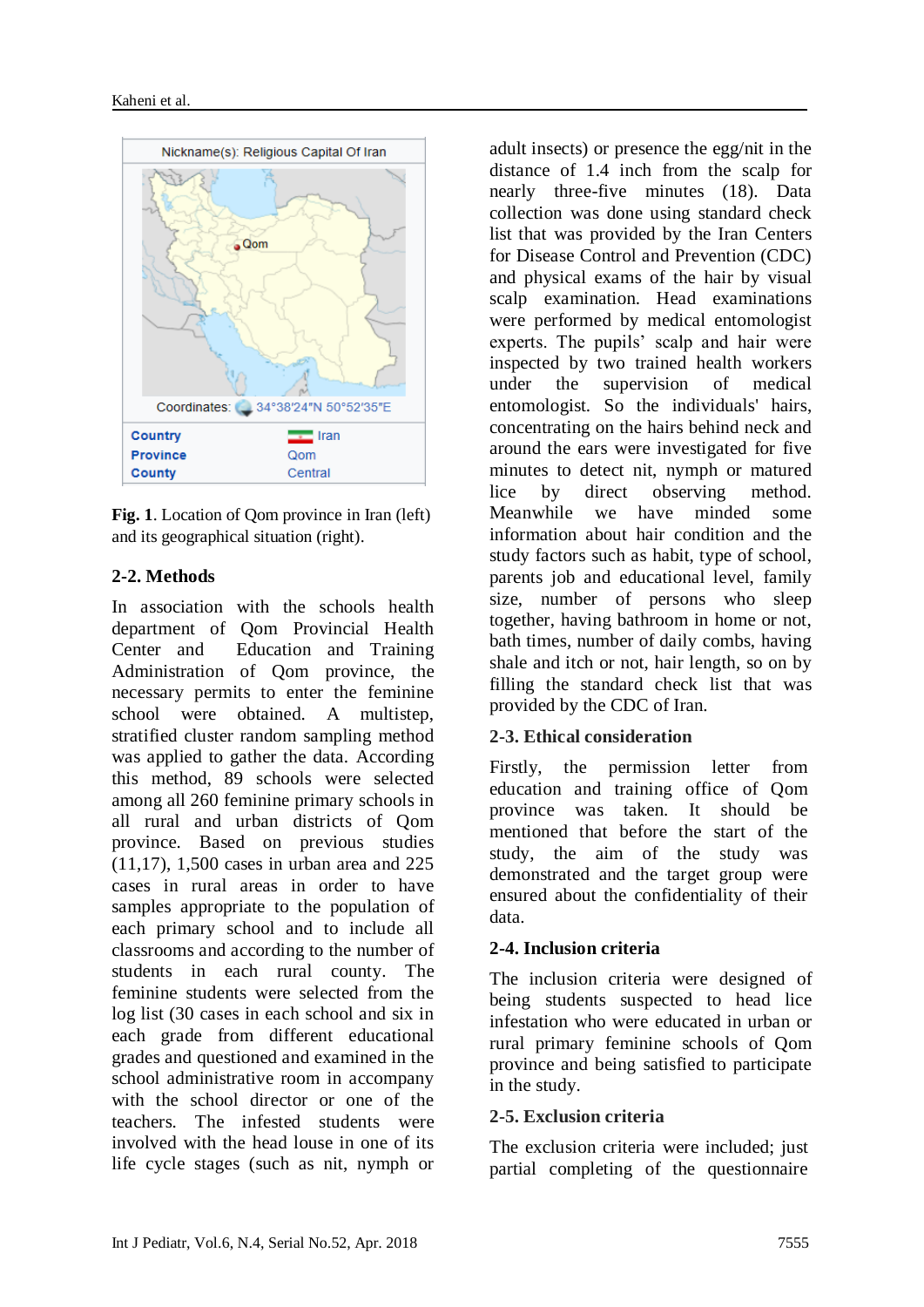Nickname(s): Religious Capital Of Iran

Coordinates: 34°38′24″N 50°52′35″E

| | |
|---|---|
| **Country** | Iran |
| **Province** | Qom |
| **County** | Central |

**Fig. 1**. Location of Qom province in Iran (left) and its geographical situation (right).

## 2-2. Methods

In association with the schools health department of Qom Provincial Health Center and Education and Training Administration of Qom province, the necessary permits to enter the feminine school were obtained. A multistep, stratified cluster random sampling method was applied to gather the data. According this method, 89 schools were selected among all 260 feminine primary schools in all rural and urban districts of Qom province. Based on previous studies (11,17), 1,500 cases in urban area and 225 cases in rural areas in order to have samples appropriate to the population of each primary school and to include all classrooms and according to the number of students in each rural county. The feminine students were selected from the log list (30 cases in each school and six in each grade from different educational grades and questioned and examined in the school administrative room in accompany with the school director or one of the teachers. The infested students were involved with the head louse in one of its life cycle stages (such as nit, nymph or adult insects) or presence the egg/nit in the distance of 1.4 inch from the scalp for nearly three-five minutes (18). Data collection was done using standard check list that was provided by the Iran Centers for Disease Control and Prevention (CDC) and physical exams of the hair by visual scalp examination. Head examinations were performed by medical entomologist experts. The pupils' scalp and hair were inspected by two trained health workers under the supervision of medical entomologist. So the individuals' hairs, concentrating on the hairs behind neck and around the ears were investigated for five minutes to detect nit, nymph or matured lice by direct observing method. Meanwhile we have minded some information about hair condition and the study factors such as habit, type of school, parents job and educational level, family size, number of persons who sleep together, having bathroom in home or not, bath times, number of daily combs, having shale and itch or not, hair length, so on by filling the standard check list that was provided by the CDC of Iran.

## 2-3. Ethical consideration

Firstly, the permission letter from education and training office of Qom province was taken. It should be mentioned that before the start of the study, the aim of the study was demonstrated and the target group were ensured about the confidentiality of their data.

## 2-4. Inclusion criteria

The inclusion criteria were designed of being students suspected to head lice infestation who were educated in urban or rural primary feminine schools of Qom province and being satisfied to participate in the study.

## 2-5. Exclusion criteria

The exclusion criteria were included; just partial completing of the questionnaire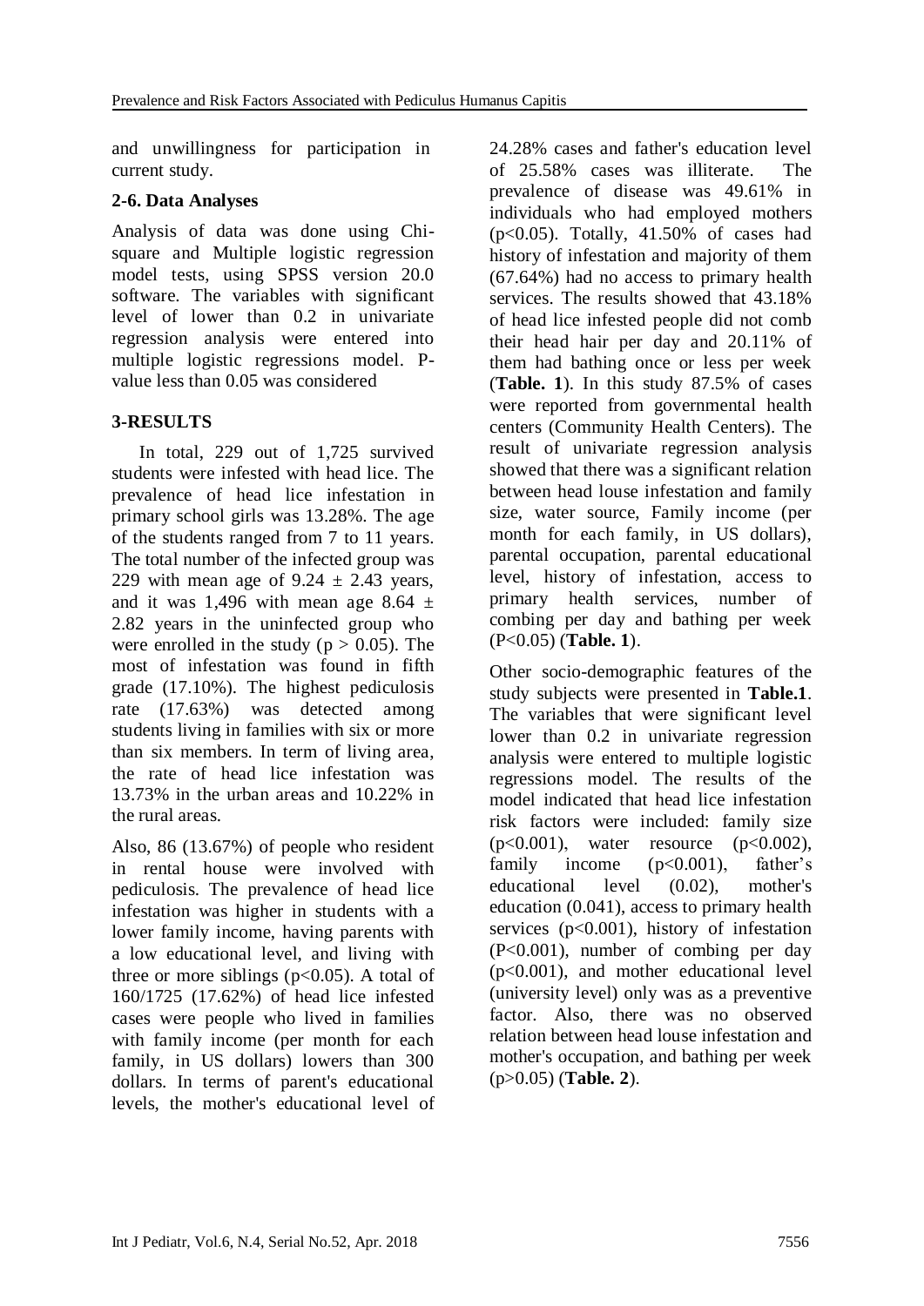and unwillingness for participation in current study.

### 2-6. Data Analyses

Analysis of data was done using Chi-square and Multiple logistic regression model tests, using SPSS version 20.0 software. The variables with significant level of lower than 0.2 in univariate regression analysis were entered into multiple logistic regressions model. P-value less than 0.05 was considered

## 3-RESULTS

In total, 229 out of 1,725 survived students were infested with head lice. The prevalence of head lice infestation in primary school girls was 13.28%. The age of the students ranged from 7 to 11 years. The total number of the infected group was 229 with mean age of $9.24 \pm 2.43$ years, and it was 1,496 with mean age $8.64 \pm 2.82$ years in the uninfected group who were enrolled in the study ($p > 0.05$). The most of infestation was found in fifth grade (17.10%). The highest pediculosis rate (17.63%) was detected among students living in families with six or more than six members. In term of living area, the rate of head lice infestation was 13.73% in the urban areas and 10.22% in the rural areas.

Also, 86 (13.67%) of people who resident in rental house were involved with pediculosis. The prevalence of head lice infestation was higher in students with a lower family income, having parents with a low educational level, and living with three or more siblings ($p<0.05$). A total of 160/1725 (17.62%) of head lice infested cases were people who lived in families with family income (per month for each family, in US dollars) lowers than 300 dollars. In terms of parent's educational levels, the mother's educational level of 24.28% cases and father's education level of 25.58% cases was illiterate. The prevalence of disease was 49.61% in individuals who had employed mothers ($p<0.05$). Totally, 41.50% of cases had history of infestation and majority of them (67.64%) had no access to primary health services. The results showed that 43.18% of head lice infested people did not comb their head hair per day and 20.11% of them had bathing once or less per week (**Table. 1**). In this study 87.5% of cases were reported from governmental health centers (Community Health Centers). The result of univariate regression analysis showed that there was a significant relation between head louse infestation and family size, water source, Family income (per month for each family, in US dollars), parental occupation, parental educational level, history of infestation, access to primary health services, number of combing per day and bathing per week ($P<0.05$) (**Table. 1**).

Other socio-demographic features of the study subjects were presented in **Table.1**. The variables that were significant level lower than 0.2 in univariate regression analysis were entered to multiple logistic regressions model. The results of the model indicated that head lice infestation risk factors were included: family size ($p<0.001$), water resource ($p<0.002$), family income ($p<0.001$), father's educational level (0.02), mother's education (0.041), access to primary health services ($p<0.001$), history of infestation ($P<0.001$), number of combing per day ($p<0.001$), and mother educational level (university level) only was as a preventive factor. Also, there was no observed relation between head louse infestation and mother's occupation, and bathing per week ($p>0.05$) (**Table. 2**).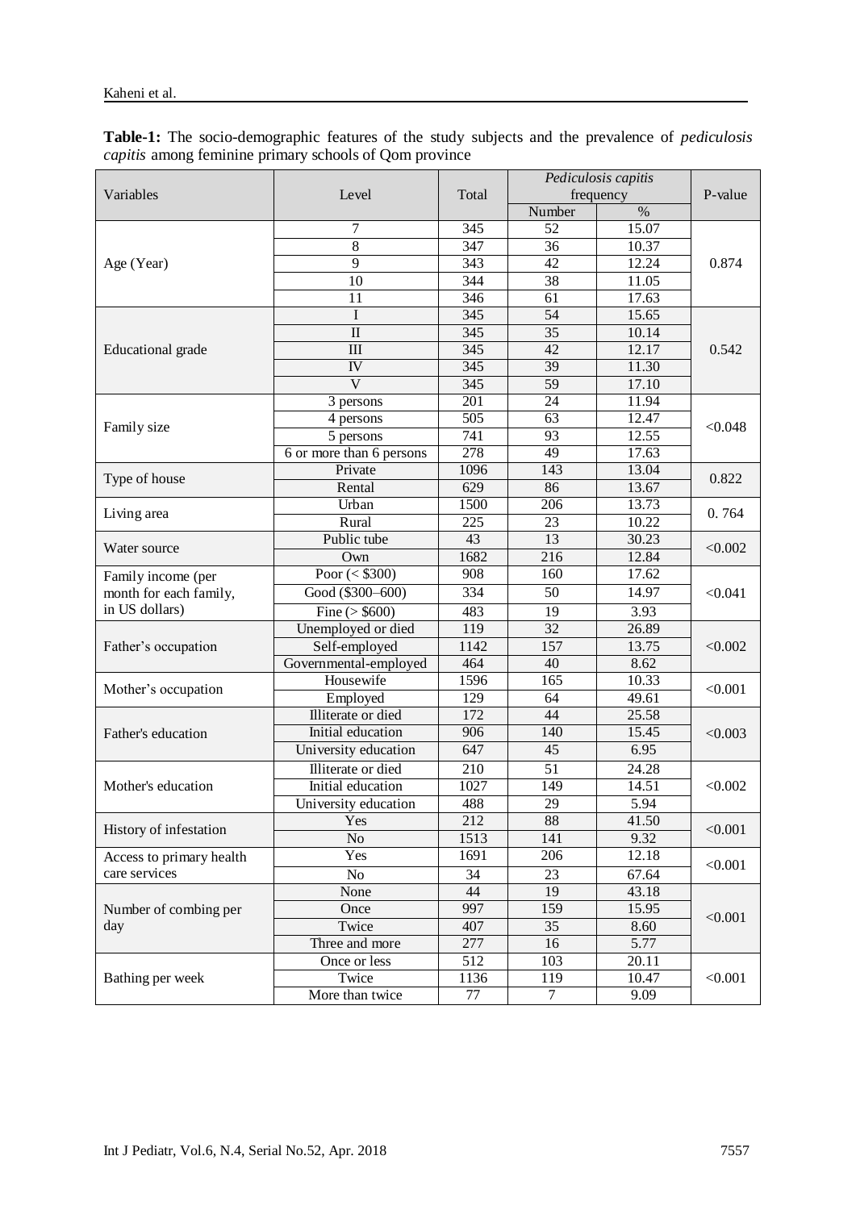**Table-1:** The socio-demographic features of the study subjects and the prevalence of *pediculosis capitis* among feminine primary schools of Qom province

| Variables | Level | Total | *Pediculosis capitis* frequency | | P-value |
|---|---|---|---|---|---|
| | | | Number | % | |
| Age (Year) | 7 | 345 | 52 | 15.07 | 0.874 |
| | 8 | 347 | 36 | 10.37 | |
| | 9 | 343 | 42 | 12.24 | |
| | 10 | 344 | 38 | 11.05 | |
| | 11 | 346 | 61 | 17.63 | |
| Educational grade | I | 345 | 54 | 15.65 | 0.542 |
| | II | 345 | 35 | 10.14 | |
| | III | 345 | 42 | 12.17 | |
| | IV | 345 | 39 | 11.30 | |
| | V | 345 | 59 | 17.10 | |
| Family size | 3 persons | 201 | 24 | 11.94 | <0.048 |
| | 4 persons | 505 | 63 | 12.47 | |
| | 5 persons | 741 | 93 | 12.55 | |
| | 6 or more than 6 persons | 278 | 49 | 17.63 | |
| Type of house | Private | 1096 | 143 | 13.04 | 0.822 |
| | Rental | 629 | 86 | 13.67 | |
| Living area | Urban | 1500 | 206 | 13.73 | 0. 764 |
| | Rural | 225 | 23 | 10.22 | |
| Water source | Public tube | 43 | 13 | 30.23 | <0.002 |
| | Own | 1682 | 216 | 12.84 | |
| Family income (per month for each family, in US dollars) | Poor (< $300) | 908 | 160 | 17.62 | <0.041 |
| | Good ($300–600) | 334 | 50 | 14.97 | |
| | Fine (> $600) | 483 | 19 | 3.93 | |
| Father's occupation | Unemployed or died | 119 | 32 | 26.89 | <0.002 |
| | Self-employed | 1142 | 157 | 13.75 | |
| | Governmental-employed | 464 | 40 | 8.62 | |
| Mother's occupation | Housewife | 1596 | 165 | 10.33 | <0.001 |
| | Employed | 129 | 64 | 49.61 | |
| Father's education | Illiterate or died | 172 | 44 | 25.58 | <0.003 |
| | Initial education | 906 | 140 | 15.45 | |
| | University education | 647 | 45 | 6.95 | |
| Mother's education | Illiterate or died | 210 | 51 | 24.28 | <0.002 |
| | Initial education | 1027 | 149 | 14.51 | |
| | University education | 488 | 29 | 5.94 | |
| History of infestation | Yes | 212 | 88 | 41.50 | <0.001 |
| | No | 1513 | 141 | 9.32 | |
| Access to primary health care services | Yes | 1691 | 206 | 12.18 | <0.001 |
| | No | 34 | 23 | 67.64 | |
| Number of combing per day | None | 44 | 19 | 43.18 | <0.001 |
| | Once | 997 | 159 | 15.95 | |
| | Twice | 407 | 35 | 8.60 | |
| | Three and more | 277 | 16 | 5.77 | |
| Bathing per week | Once or less | 512 | 103 | 20.11 | <0.001 |
| | Twice | 1136 | 119 | 10.47 | |
| | More than twice | 77 | 7 | 9.09 | |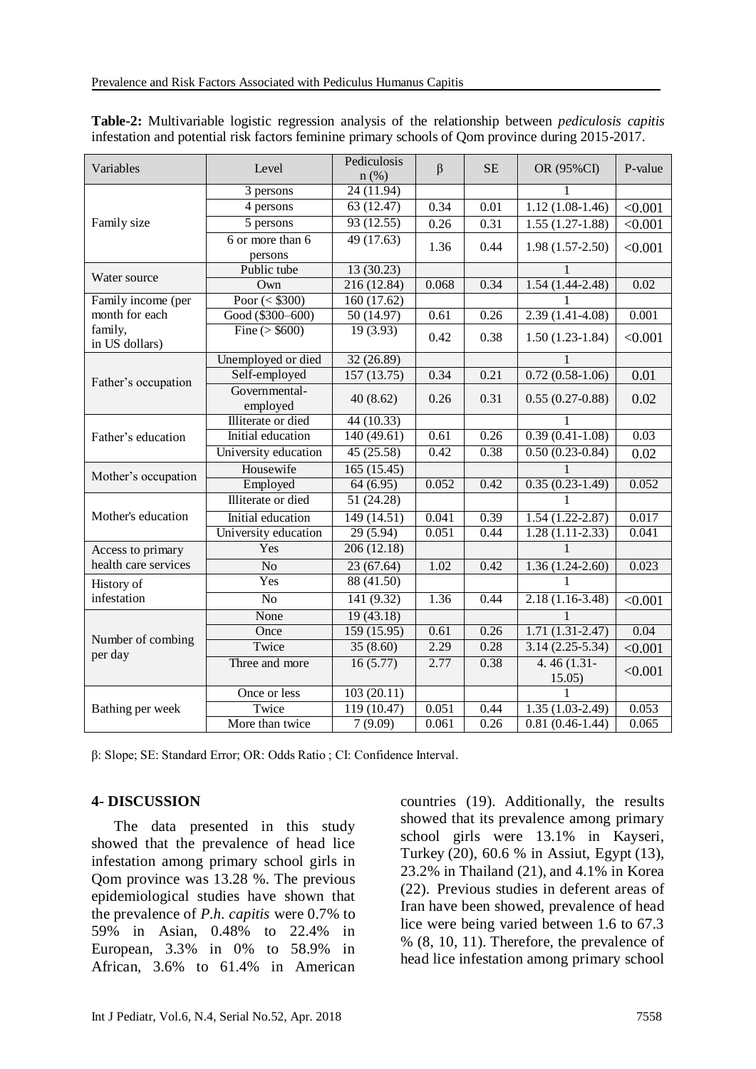**Table-2:** Multivariable logistic regression analysis of the relationship between *pediculosis capitis* infestation and potential risk factors feminine primary schools of Qom province during 2015-2017.

| Variables | Level | Pediculosis n (%) | β | SE | OR (95%CI) | P-value |
|---|---|---|---|---|---|---|
| Family size | 3 persons | 24 (11.94) | | | 1 | |
| | 4 persons | 63 (12.47) | 0.34 | 0.01 | 1.12 (1.08-1.46) | <0.001 |
| | 5 persons | 93 (12.55) | 0.26 | 0.31 | 1.55 (1.27-1.88) | <0.001 |
| | 6 or more than 6 persons | 49 (17.63) | 1.36 | 0.44 | 1.98 (1.57-2.50) | <0.001 |
| Water source | Public tube | 13 (30.23) | | | 1 | |
| | Own | 216 (12.84) | 0.068 | 0.34 | 1.54 (1.44-2.48) | 0.02 |
| Family income (per month for each family, in US dollars) | Poor (< $300) | 160 (17.62) | | | 1 | |
| | Good ($300–600) | 50 (14.97) | 0.61 | 0.26 | 2.39 (1.41-4.08) | 0.001 |
| | Fine (> $600) | 19 (3.93) | 0.42 | 0.38 | 1.50 (1.23-1.84) | <0.001 |
| Father's occupation | Unemployed or died | 32 (26.89) | | | 1 | |
| | Self-employed | 157 (13.75) | 0.34 | 0.21 | 0.72 (0.58-1.06) | 0.01 |
| | Governmental-employed | 40 (8.62) | 0.26 | 0.31 | 0.55 (0.27-0.88) | 0.02 |
| Father's education | Illiterate or died | 44 (10.33) | | | 1 | |
| | Initial education | 140 (49.61) | 0.61 | 0.26 | 0.39 (0.41-1.08) | 0.03 |
| | University education | 45 (25.58) | 0.42 | 0.38 | 0.50 (0.23-0.84) | 0.02 |
| Mother's occupation | Housewife | 165 (15.45) | | | 1 | |
| | Employed | 64 (6.95) | 0.052 | 0.42 | 0.35 (0.23-1.49) | 0.052 |
| Mother's education | Illiterate or died | 51 (24.28) | | | 1 | |
| | Initial education | 149 (14.51) | 0.041 | 0.39 | 1.54 (1.22-2.87) | 0.017 |
| | University education | 29 (5.94) | 0.051 | 0.44 | 1.28 (1.11-2.33) | 0.041 |
| Access to primary health care services | Yes | 206 (12.18) | | | 1 | |
| | No | 23 (67.64) | 1.02 | 0.42 | 1.36 (1.24-2.60) | 0.023 |
| History of infestation | Yes | 88 (41.50) | | | 1 | |
| | No | 141 (9.32) | 1.36 | 0.44 | 2.18 (1.16-3.48) | <0.001 |
| Number of combing per day | None | 19 (43.18) | | | 1 | |
| | Once | 159 (15.95) | 0.61 | 0.26 | 1.71 (1.31-2.47) | 0.04 |
| | Twice | 35 (8.60) | 2.29 | 0.28 | 3.14 (2.25-5.34) | <0.001 |
| | Three and more | 16 (5.77) | 2.77 | 0.38 | 4. 46 (1.31-15.05) | <0.001 |
| Bathing per week | Once or less | 103 (20.11) | | | 1 | |
| | Twice | 119 (10.47) | 0.051 | 0.44 | 1.35 (1.03-2.49) | 0.053 |
| | More than twice | 7 (9.09) | 0.061 | 0.26 | 0.81 (0.46-1.44) | 0.065 |

β: Slope; SE: Standard Error; OR: Odds Ratio ; CI: Confidence Interval.

## 4- DISCUSSION

The data presented in this study showed that the prevalence of head lice infestation among primary school girls in Qom province was 13.28 %. The previous epidemiological studies have shown that the prevalence of *P.h. capitis* were 0.7% to 59% in Asian, 0.48% to 22.4% in European, 3.3% in 0% to 58.9% in African, 3.6% to 61.4% in American countries (19). Additionally, the results showed that its prevalence among primary school girls were 13.1% in Kayseri, Turkey (20), 60.6 % in Assiut, Egypt (13), 23.2% in Thailand (21), and 4.1% in Korea (22). Previous studies in deferent areas of Iran have been showed, prevalence of head lice were being varied between 1.6 to 67.3 % (8, 10, 11). Therefore, the prevalence of head lice infestation among primary school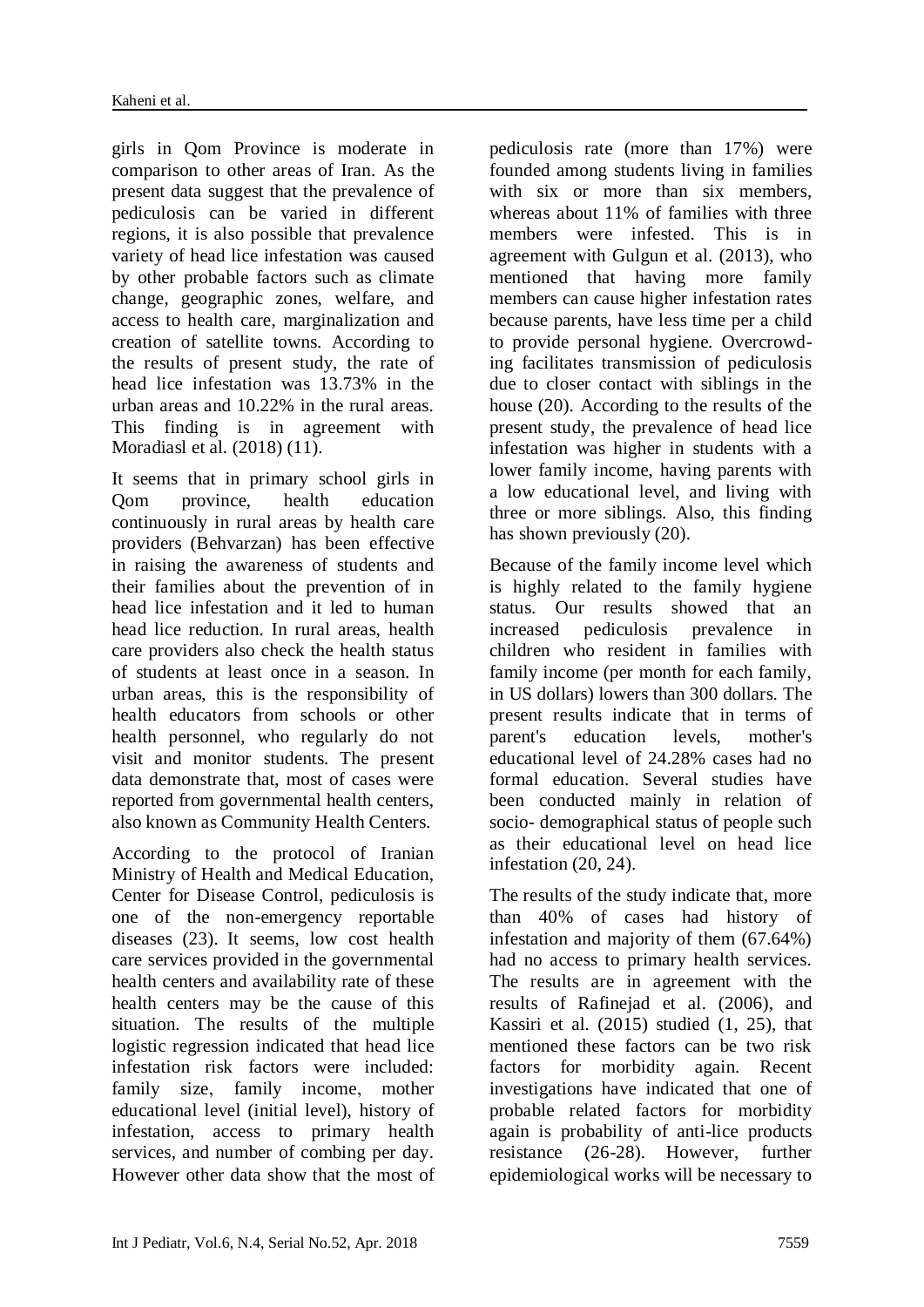girls in Qom Province is moderate in comparison to other areas of Iran. As the present data suggest that the prevalence of pediculosis can be varied in different regions, it is also possible that prevalence variety of head lice infestation was caused by other probable factors such as climate change, geographic zones, welfare, and access to health care, marginalization and creation of satellite towns. According to the results of present study, the rate of head lice infestation was 13.73% in the urban areas and 10.22% in the rural areas. This finding is in agreement with Moradiasl et al. (2018) (11).

It seems that in primary school girls in Qom province, health education continuously in rural areas by health care providers (Behvarzan) has been effective in raising the awareness of students and their families about the prevention of in head lice infestation and it led to human head lice reduction. In rural areas, health care providers also check the health status of students at least once in a season. In urban areas, this is the responsibility of health educators from schools or other health personnel, who regularly do not visit and monitor students. The present data demonstrate that, most of cases were reported from governmental health centers, also known as Community Health Centers.

According to the protocol of Iranian Ministry of Health and Medical Education, Center for Disease Control, pediculosis is one of the non-emergency reportable diseases (23). It seems, low cost health care services provided in the governmental health centers and availability rate of these health centers may be the cause of this situation. The results of the multiple logistic regression indicated that head lice infestation risk factors were included: family size, family income, mother educational level (initial level), history of infestation, access to primary health services, and number of combing per day. However other data show that the most of pediculosis rate (more than 17%) were founded among students living in families with six or more than six members, whereas about 11% of families with three members were infested. This is in agreement with Gulgun et al. (2013), who mentioned that having more family members can cause higher infestation rates because parents, have less time per a child to provide personal hygiene. Overcrowding facilitates transmission of pediculosis due to closer contact with siblings in the house (20). According to the results of the present study, the prevalence of head lice infestation was higher in students with a lower family income, having parents with a low educational level, and living with three or more siblings. Also, this finding has shown previously (20).

Because of the family income level which is highly related to the family hygiene status. Our results showed that an increased pediculosis prevalence in children who resident in families with family income (per month for each family, in US dollars) lowers than 300 dollars. The present results indicate that in terms of parent's education levels, mother's educational level of 24.28% cases had no formal education. Several studies have been conducted mainly in relation of socio- demographical status of people such as their educational level on head lice infestation (20, 24).

The results of the study indicate that, more than 40% of cases had history of infestation and majority of them (67.64%) had no access to primary health services. The results are in agreement with the results of Rafinejad et al. (2006), and Kassiri et al. (2015) studied (1, 25), that mentioned these factors can be two risk factors for morbidity again. Recent investigations have indicated that one of probable related factors for morbidity again is probability of anti-lice products resistance (26-28). However, further epidemiological works will be necessary to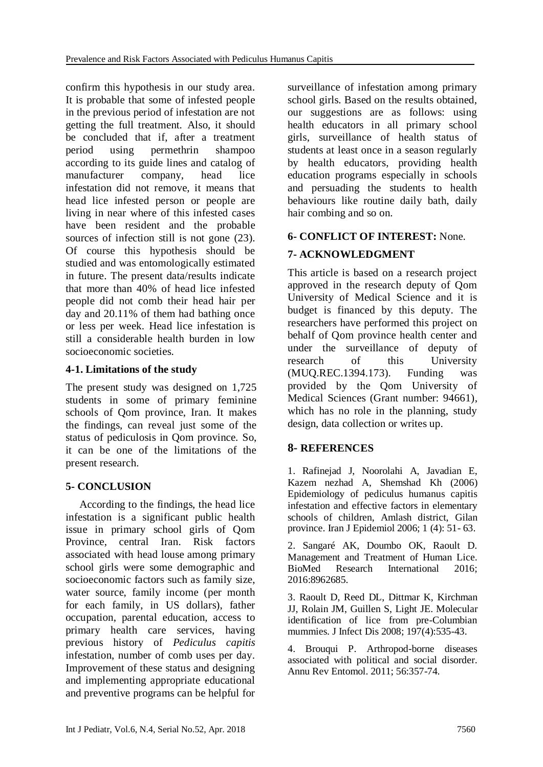confirm this hypothesis in our study area. It is probable that some of infested people in the previous period of infestation are not getting the full treatment. Also, it should be concluded that if, after a treatment period using permethrin shampoo according to its guide lines and catalog of manufacturer company, head lice infestation did not remove, it means that head lice infested person or people are living in near where of this infested cases have been resident and the probable sources of infection still is not gone (23). Of course this hypothesis should be studied and was entomologically estimated in future. The present data/results indicate that more than 40% of head lice infested people did not comb their head hair per day and 20.11% of them had bathing once or less per week. Head lice infestation is still a considerable health burden in low socioeconomic societies.

### 4-1. Limitations of the study

The present study was designed on 1,725 students in some of primary feminine schools of Qom province, Iran. It makes the findings, can reveal just some of the status of pediculosis in Qom province. So, it can be one of the limitations of the present research.

## 5- CONCLUSION

According to the findings, the head lice infestation is a significant public health issue in primary school girls of Qom Province, central Iran. Risk factors associated with head louse among primary school girls were some demographic and socioeconomic factors such as family size, water source, family income (per month for each family, in US dollars), father occupation, parental education, access to primary health care services, having previous history of *Pediculus capitis* infestation, number of comb uses per day. Improvement of these status and designing and implementing appropriate educational and preventive programs can be helpful for surveillance of infestation among primary school girls. Based on the results obtained, our suggestions are as follows: using health educators in all primary school girls, surveillance of health status of students at least once in a season regularly by health educators, providing health education programs especially in schools and persuading the students to health behaviours like routine daily bath, daily hair combing and so on.

## 6- CONFLICT OF INTEREST: None.

## 7- ACKNOWLEDGMENT

This article is based on a research project approved in the research deputy of Qom University of Medical Science and it is budget is financed by this deputy. The researchers have performed this project on behalf of Qom province health center and under the surveillance of deputy of research of this University (MUQ.REC.1394.173). Funding was provided by the Qom University of Medical Sciences (Grant number: 94661), which has no role in the planning, study design, data collection or writes up.

## 8- REFERENCES

1. Rafinejad J, Noorolahi A, Javadian E, Kazem nezhad A, Shemshad Kh (2006) Epidemiology of pediculus humanus capitis infestation and effective factors in elementary schools of children, Amlash district, Gilan province. Iran J Epidemiol 2006; 1 (4): 51- 63.

2. Sangaré AK, Doumbo OK, Raoult D. Management and Treatment of Human Lice. BioMed Research International 2016; 2016:8962685.

3. Raoult D, Reed DL, Dittmar K, Kirchman JJ, Rolain JM, Guillen S, Light JE. Molecular identification of lice from pre-Columbian mummies. J Infect Dis 2008; 197(4):535-43.

4. Brouqui P. Arthropod-borne diseases associated with political and social disorder. Annu Rev Entomol. 2011; 56:357-74.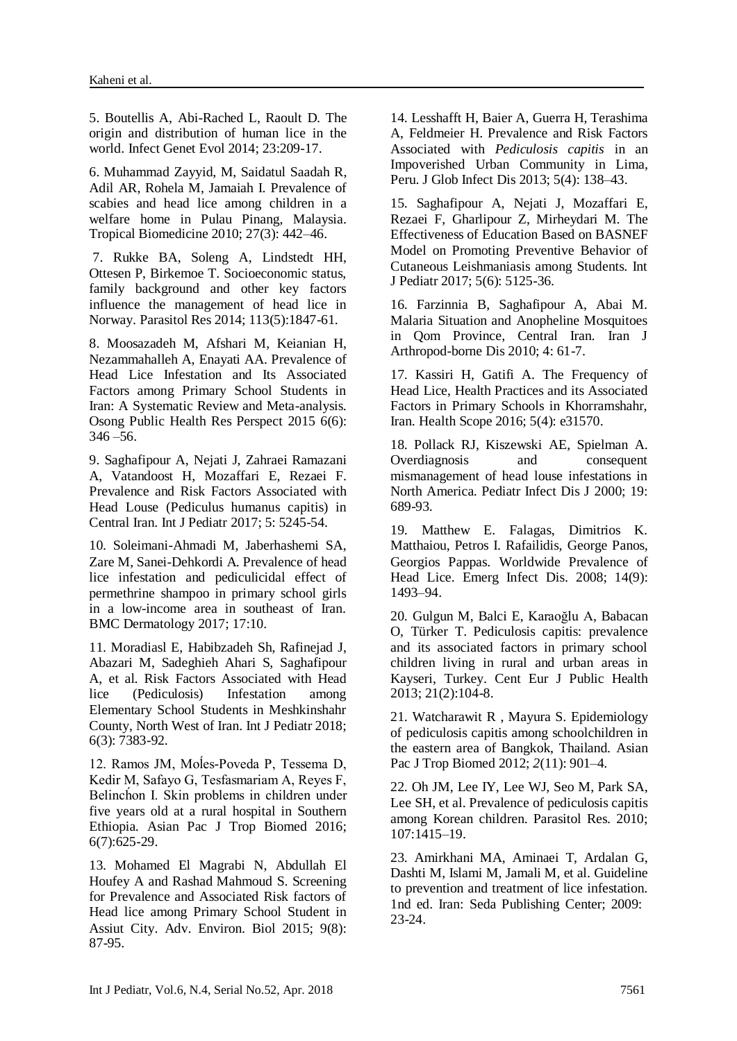5. Boutellis A, Abi-Rached L, Raoult D. The origin and distribution of human lice in the world. Infect Genet Evol 2014; 23:209-17.

6. Muhammad Zayyid, M, Saidatul Saadah R, Adil AR, Rohela M, Jamaiah I. Prevalence of scabies and head lice among children in a welfare home in Pulau Pinang, Malaysia. Tropical Biomedicine 2010; 27(3): 442–46.

7. Rukke BA, Soleng A, Lindstedt HH, Ottesen P, Birkemoe T. Socioeconomic status, family background and other key factors influence the management of head lice in Norway. Parasitol Res 2014; 113(5):1847-61.

8. Moosazadeh M, Afshari M, Keianian H, Nezammahalleh A, Enayati AA. Prevalence of Head Lice Infestation and Its Associated Factors among Primary School Students in Iran: A Systematic Review and Meta-analysis. Osong Public Health Res Perspect 2015 6(6): 346 –56.

9. Saghafipour A, Nejati J, Zahraei Ramazani A, Vatandoost H, Mozaffari E, Rezaei F. Prevalence and Risk Factors Associated with Head Louse (Pediculus humanus capitis) in Central Iran. Int J Pediatr 2017; 5: 5245-54.

10. Soleimani-Ahmadi M, Jaberhashemi SA, Zare M, Sanei-Dehkordi A. Prevalence of head lice infestation and pediculicidal effect of permethrine shampoo in primary school girls in a low-income area in southeast of Iran. BMC Dermatology 2017; 17:10.

11. Moradiasl E, Habibzadeh Sh, Rafinejad J, Abazari M, Sadeghieh Ahari S, Saghafipour A, et al. Risk Factors Associated with Head lice (Pediculosis) Infestation among Elementary School Students in Meshkinshahr County, North West of Iran. Int J Pediatr 2018; 6(3): 7383-92.

12. Ramos JM, Moĺes-Poveda P, Tessema D, Kedir M, Safayo G, Tesfasmariam A, Reyes F, Belinchón I. Skin problems in children under five years old at a rural hospital in Southern Ethiopia. Asian Pac J Trop Biomed 2016; 6(7):625-29.

13. Mohamed El Magrabi N, Abdullah El Houfey A and Rashad Mahmoud S. Screening for Prevalence and Associated Risk factors of Head lice among Primary School Student in Assiut City. Adv. Environ. Biol 2015; 9(8): 87-95.

14. Lesshafft H, Baier A, Guerra H, Terashima A, Feldmeier H. Prevalence and Risk Factors Associated with *Pediculosis capitis* in an Impoverished Urban Community in Lima, Peru. J Glob Infect Dis 2013; 5(4): 138–43.

15. Saghafipour A, Nejati J, Mozaffari E, Rezaei F, Gharlipour Z, Mirheydari M. The Effectiveness of Education Based on BASNEF Model on Promoting Preventive Behavior of Cutaneous Leishmaniasis among Students. Int J Pediatr 2017; 5(6): 5125-36.

16. Farzinnia B, Saghafipour A, Abai M. Malaria Situation and Anopheline Mosquitoes in Qom Province, Central Iran. Iran J Arthropod-borne Dis 2010; 4: 61-7.

17. Kassiri H, Gatifi A. The Frequency of Head Lice, Health Practices and its Associated Factors in Primary Schools in Khorramshahr, Iran. Health Scope 2016; 5(4): e31570.

18. Pollack RJ, Kiszewski AE, Spielman A. Overdiagnosis and consequent mismanagement of head louse infestations in North America. Pediatr Infect Dis J 2000; 19: 689-93.

19. Matthew E. Falagas, Dimitrios K. Matthaiou, Petros I. Rafailidis, George Panos, Georgios Pappas. Worldwide Prevalence of Head Lice. Emerg Infect Dis. 2008; 14(9): 1493–94.

20. Gulgun M, Balci E, Karaoğlu A, Babacan O, Türker T. Pediculosis capitis: prevalence and its associated factors in primary school children living in rural and urban areas in Kayseri, Turkey. Cent Eur J Public Health 2013; 21(2):104-8.

21. Watcharawit R , Mayura S. Epidemiology of pediculosis capitis among schoolchildren in the eastern area of Bangkok, Thailand. Asian Pac J Trop Biomed 2012; *2*(11): 901–4.

22. Oh JM, Lee IY, Lee WJ, Seo M, Park SA, Lee SH, et al. Prevalence of pediculosis capitis among Korean children. Parasitol Res. 2010; 107:1415–19.

23. Amirkhani MA, Aminaei T, Ardalan G, Dashti M, Islami M, Jamali M, et al. Guideline to prevention and treatment of lice infestation. 1nd ed. Iran: Seda Publishing Center; 2009: 23-24.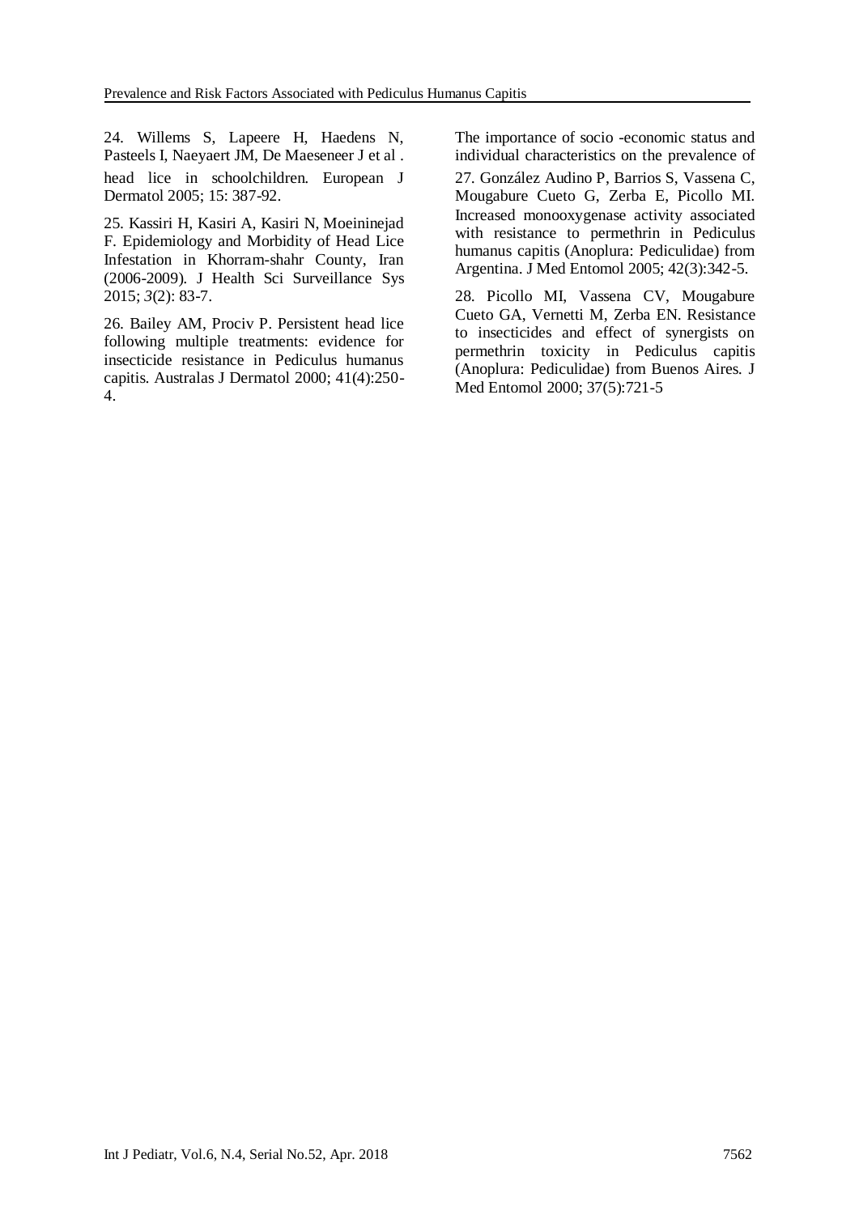24. Willems S, Lapeere H, Haedens N, Pasteels I, Naeyaert JM, De Maeseneer J et al . The importance of socio -economic status and individual characteristics on the prevalence of head lice in schoolchildren. European J Dermatol 2005; 15: 387-92.

25. Kassiri H, Kasiri A, Kasiri N, Moeininejad F. Epidemiology and Morbidity of Head Lice Infestation in Khorram-shahr County, Iran (2006-2009). J Health Sci Surveillance Sys 2015; *3*(2): 83-7.

26. Bailey AM, Prociv P. Persistent head lice following multiple treatments: evidence for insecticide resistance in Pediculus humanus capitis. Australas J Dermatol 2000; 41(4):250-4.

27. González Audino P, Barrios S, Vassena C, Mougabure Cueto G, Zerba E, Picollo MI. Increased monooxygenase activity associated with resistance to permethrin in Pediculus humanus capitis (Anoplura: Pediculidae) from Argentina. J Med Entomol 2005; 42(3):342-5.

28. Picollo MI, Vassena CV, Mougabure Cueto GA, Vernetti M, Zerba EN. Resistance to insecticides and effect of synergists on permethrin toxicity in Pediculus capitis (Anoplura: Pediculidae) from Buenos Aires. J Med Entomol 2000; 37(5):721-5